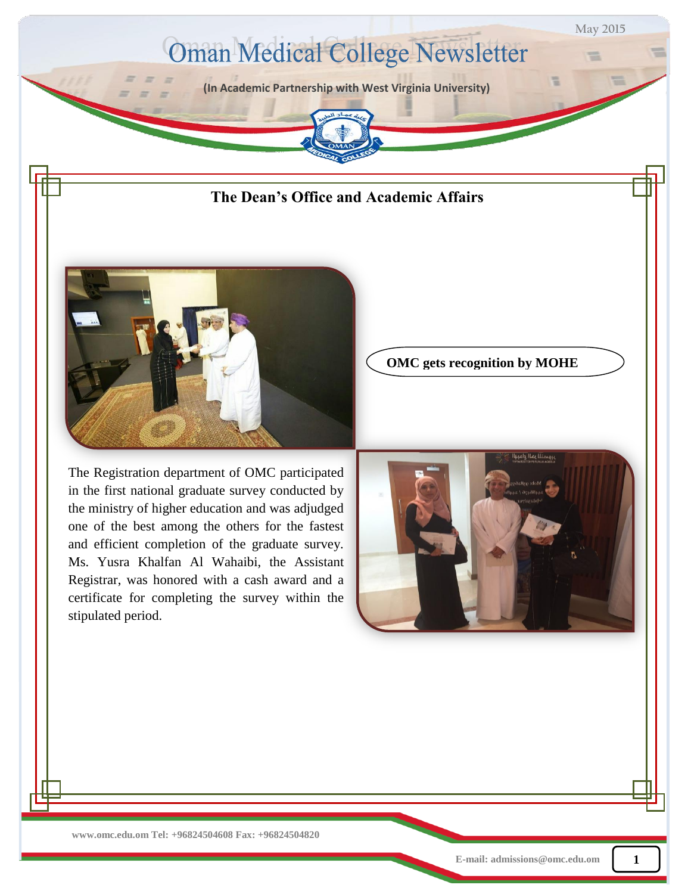# Oman Medical College Newsletter

May 2015

**(In Academic Partnership with West Virginia University)**

## The Dean's Office and Academic Affairs

### OMC gets recognition by MOHE

The Registration department of OMC participated in the first national graduate survey conducted by the ministry of higher education and was adjudged one of the best among the others for the fastest and efficient completion of the graduate survey. Ms. Yusra Khalfan Al Wahaibi, the Assistant Registrar, was honored with a cash award and a certificate for completing the survey within the stipulated period.

www.omc.edu.om Tel: +96824504608 Fax: +96824504820

E-mail: admissions@omc.edu.om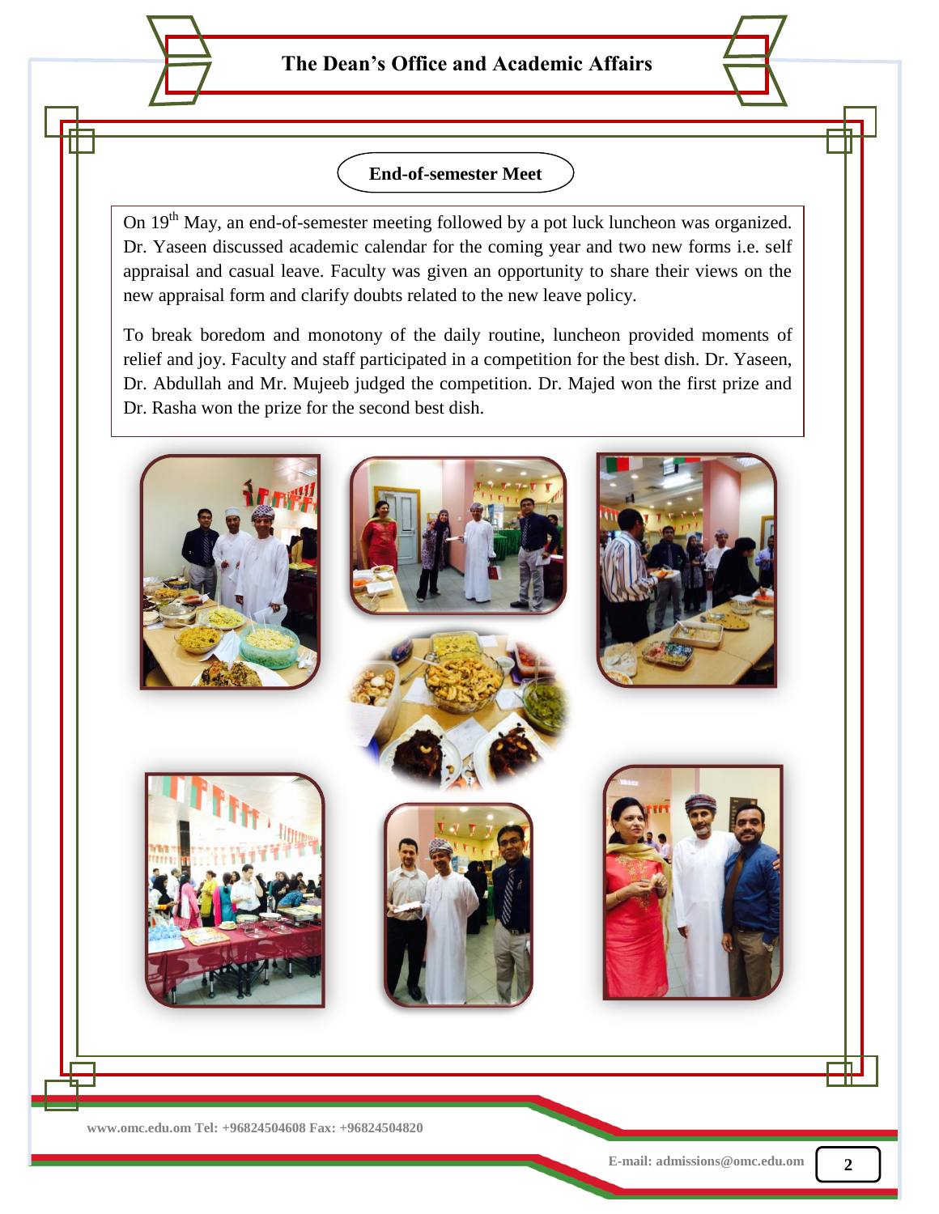## End-of-semester Meet

On 19th May, an end-of-semester meeting followed by a pot luck luncheon was organized. Dr. Yaseen discussed academic calendar for the coming year and two new forms i.e. self appraisal and casual leave. Faculty was given an opportunity to share their views on the new appraisal form and clarify doubts related to the new leave policy.

To break boredom and monotony of the daily routine, luncheon provided moments of relief and joy. Faculty and staff participated in a competition for the best dish. Dr. Yaseen, Dr. Abdullah and Mr. Mujeeb judged the competition. Dr. Majed won the first prize and Dr. Rasha won the prize for the second best dish.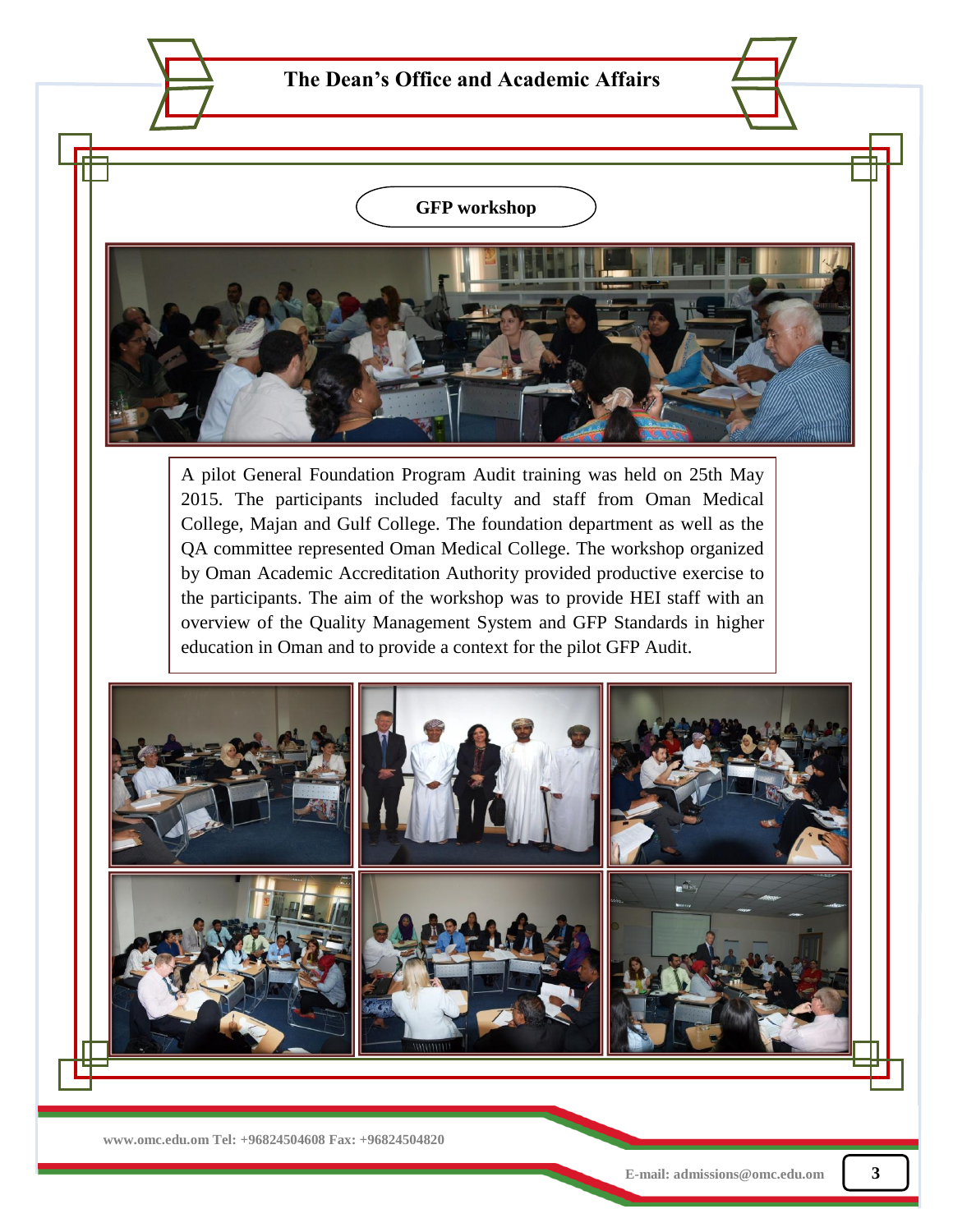## GFP workshop

A pilot General Foundation Program Audit training was held on 25th May 2015. The participants included faculty and staff from Oman Medical College, Majan and Gulf College. The foundation department as well as the QA committee represented Oman Medical College. The workshop organized by Oman Academic Accreditation Authority provided productive exercise to the participants. The aim of the workshop was to provide HEI staff with an overview of the Quality Management System and GFP Standards in higher education in Oman and to provide a context for the pilot GFP Audit.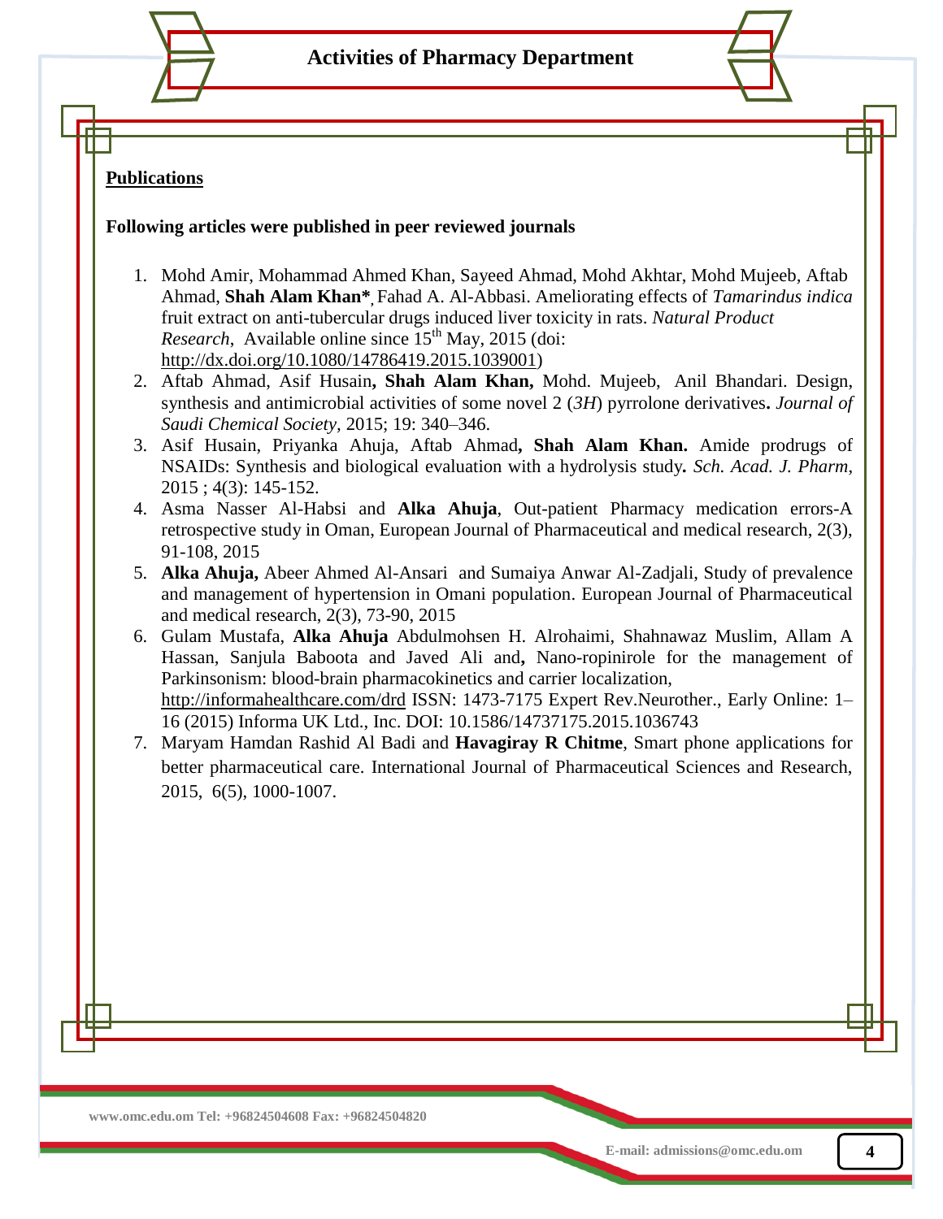# Activities of Pharmacy Department

**Publications**

**Following articles were published in peer reviewed journals**

1. Mohd Amir, Mohammad Ahmed Khan, Sayeed Ahmad, Mohd Akhtar, Mohd Mujeeb, Aftab Ahmad, **Shah Alam Khan***, Fahad A. Al-Abbasi. Ameliorating effects of *Tamarindus indica* fruit extract on anti-tubercular drugs induced liver toxicity in rats. *Natural Product Research*, Available online since 15th May, 2015 (doi: http://dx.doi.org/10.1080/14786419.2015.1039001)
2. Aftab Ahmad, Asif Husain**, Shah Alam Khan,** Mohd. Mujeeb, Anil Bhandari. Design, synthesis and antimicrobial activities of some novel 2 (*3H*) pyrrolone derivatives**.** *Journal of Saudi Chemical Society,* 2015; 19: 340–346.
3. Asif Husain, Priyanka Ahuja, Aftab Ahmad**, Shah Alam Khan.** Amide prodrugs of NSAIDs: Synthesis and biological evaluation with a hydrolysis study**.** *Sch. Acad. J. Pharm*, 2015 ; 4(3): 145-152.
4. Asma Nasser Al-Habsi and **Alka Ahuja**, Out-patient Pharmacy medication errors-A retrospective study in Oman, European Journal of Pharmaceutical and medical research, 2(3), 91-108, 2015
5. **Alka Ahuja,** Abeer Ahmed Al-Ansari and Sumaiya Anwar Al-Zadjali, Study of prevalence and management of hypertension in Omani population. European Journal of Pharmaceutical and medical research, 2(3), 73-90, 2015
6. Gulam Mustafa, **Alka Ahuja** Abdulmohsen H. Alrohaimi, Shahnawaz Muslim, Allam A Hassan, Sanjula Baboota and Javed Ali and**,** Nano-ropinirole for the management of Parkinsonism: blood-brain pharmacokinetics and carrier localization, http://informahealthcare.com/drd ISSN: 1473-7175 Expert Rev.Neurother., Early Online: 1–16 (2015) Informa UK Ltd., Inc. DOI: 10.1586/14737175.2015.1036743
7. Maryam Hamdan Rashid Al Badi and **Havagiray R Chitme**, Smart phone applications for better pharmaceutical care. International Journal of Pharmaceutical Sciences and Research, 2015, 6(5), 1000-1007.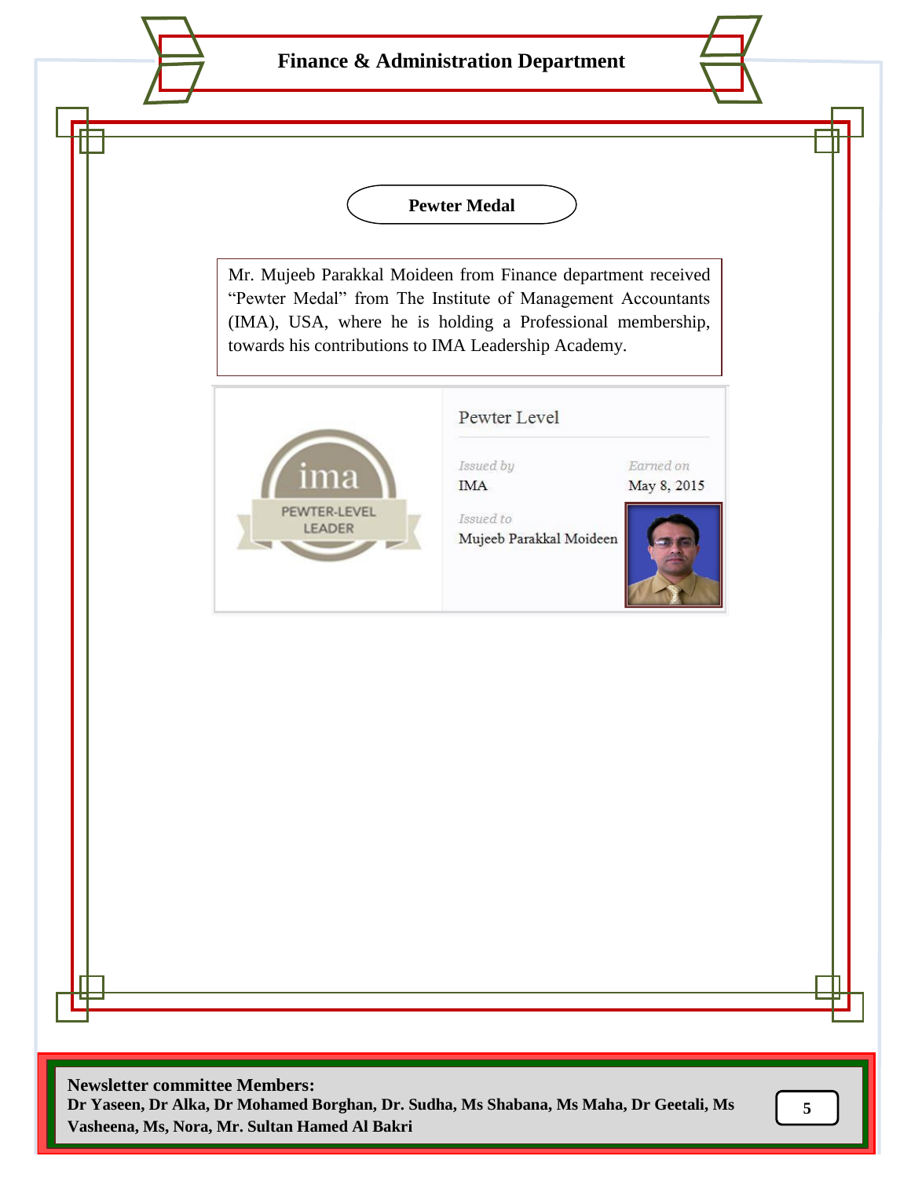# Finance & Administration Department

## Pewter Medal

Mr. Mujeeb Parakkal Moideen from Finance department received "Pewter Medal" from The Institute of Management Accountants (IMA), USA, where he is holding a Professional membership, towards his contributions to IMA Leadership Academy.

ima
PEWTER-LEVEL LEADER

Pewter Level

*Issued by*
IMA

*Earned on*
May 8, 2015

*Issued to*
Mujeeb Parakkal Moideen

**Newsletter committee Members:**
**Dr Yaseen, Dr Alka, Dr Mohamed Borghan, Dr. Sudha, Ms Shabana, Ms Maha, Dr Geetali, Ms Vasheena, Ms, Nora, Mr. Sultan Hamed Al Bakri**